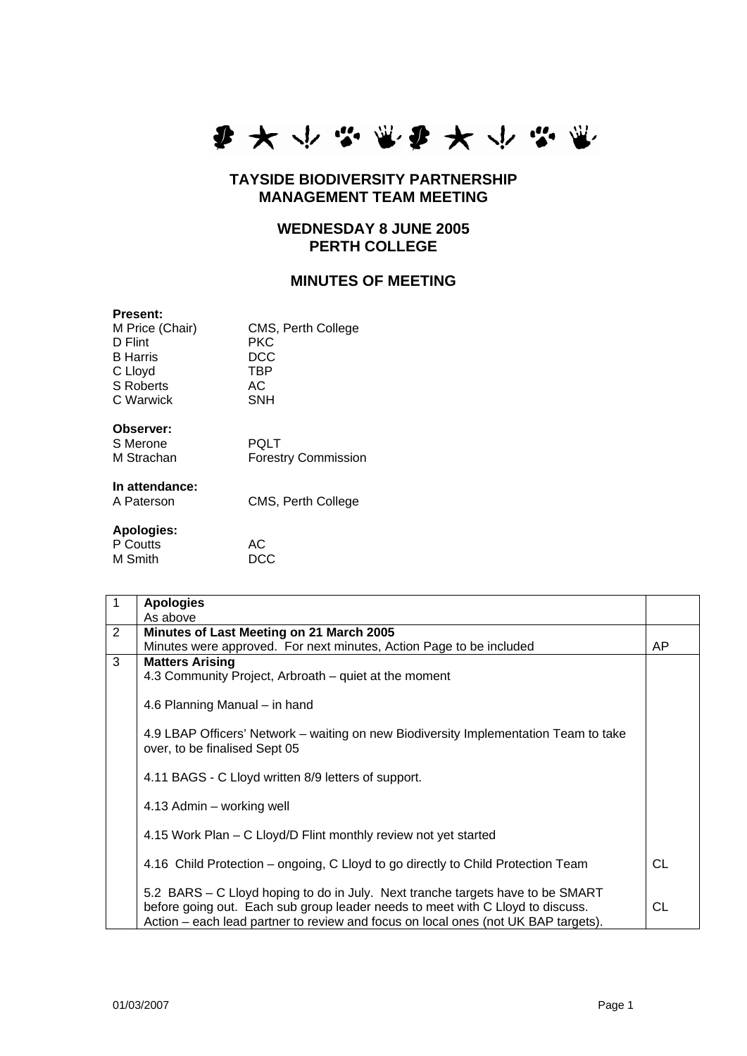# TAYSIDE BIODIVERSITY PARTNERSHIP MANAGEMENT TEAM MEETING

## WEDNESDAY 8 JUNE 2005 PERTH COLLEGE

## MINUTES OF MEETING

**Present:**

| | |
|---|---|
| M Price (Chair) | CMS, Perth College |
| D Flint | PKC |
| B Harris | DCC |
| C Lloyd | TBP |
| S Roberts | AC |
| C Warwick | SNH |

**Observer:**

| | |
|---|---|
| S Merone | PQLT |
| M Strachan | Forestry Commission |

**In attendance:**

| | |
|---|---|
| A Paterson | CMS, Perth College |

**Apologies:**

| | |
|---|---|
| P Coutts | AC |
| M Smith | DCC |

| | | |
|---|---|---|
| 1 | **Apologies**<br>As above | |
| 2 | **Minutes of Last Meeting on 21 March 2005**<br>Minutes were approved. For next minutes, Action Page to be included | AP |
| 3 | **Matters Arising**<br>4.3 Community Project, Arbroath – quiet at the moment<br><br>4.6 Planning Manual – in hand<br><br>4.9 LBAP Officers' Network – waiting on new Biodiversity Implementation Team to take over, to be finalised Sept 05<br><br>4.11 BAGS - C Lloyd written 8/9 letters of support.<br><br>4.13 Admin – working well<br><br>4.15 Work Plan – C Lloyd/D Flint monthly review not yet started<br><br>4.16 Child Protection – ongoing, C Lloyd to go directly to Child Protection Team<br><br>5.2 BARS – C Lloyd hoping to do in July. Next tranche targets have to be SMART before going out. Each sub group leader needs to meet with C Lloyd to discuss. Action – each lead partner to review and focus on local ones (not UK BAP targets). | <br><br><br><br><br><br><br><br><br><br><br><br><br>CL<br><br><br>CL |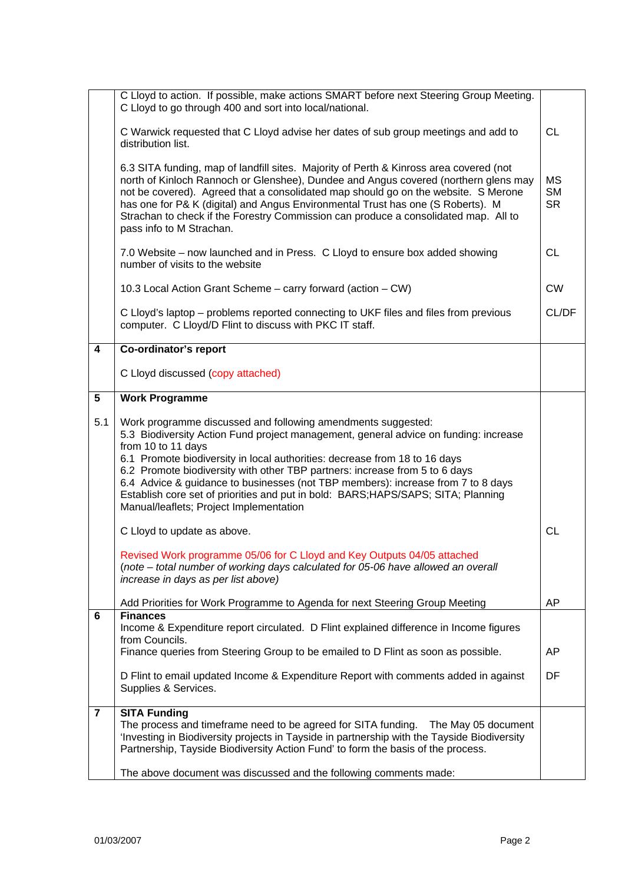| | | |
|---|---|---|
| | C Lloyd to action. If possible, make actions SMART before next Steering Group Meeting. C Lloyd to go through 400 and sort into local/national. | |
| | C Warwick requested that C Lloyd advise her dates of sub group meetings and add to distribution list. | CL |
| | 6.3 SITA funding, map of landfill sites. Majority of Perth & Kinross area covered (not north of Kinloch Rannoch or Glenshee), Dundee and Angus covered (northern glens may not be covered). Agreed that a consolidated map should go on the website. S Merone has one for P& K (digital) and Angus Environmental Trust has one (S Roberts). M Strachan to check if the Forestry Commission can produce a consolidated map. All to pass info to M Strachan. | MS<br>SM<br>SR |
| | 7.0 Website – now launched and in Press. C Lloyd to ensure box added showing number of visits to the website | CL |
| | 10.3 Local Action Grant Scheme – carry forward (action – CW) | CW |
| | C Lloyd's laptop – problems reported connecting to UKF files and files from previous computer. C Lloyd/D Flint to discuss with PKC IT staff. | CL/DF |
| **4** | **Co-ordinator's report**<br><br>C Lloyd discussed (copy attached) | |
| **5** | **Work Programme** | |
| 5.1 | Work programme discussed and following amendments suggested:<br>5.3 Biodiversity Action Fund project management, general advice on funding: increase from 10 to 11 days<br>6.1 Promote biodiversity in local authorities: decrease from 18 to 16 days<br>6.2 Promote biodiversity with other TBP partners: increase from 5 to 6 days<br>6.4 Advice & guidance to businesses (not TBP members): increase from 7 to 8 days<br>Establish core set of priorities and put in bold: BARS;HAPS/SAPS; SITA; Planning Manual/leaflets; Project Implementation | |
| | C Lloyd to update as above. | CL |
| | Revised Work programme 05/06 for C Lloyd and Key Outputs 04/05 attached<br>(*note – total number of working days calculated for 05-06 have allowed an overall increase in days as per list above)* | |
| | Add Priorities for Work Programme to Agenda for next Steering Group Meeting | AP |
| **6** | **Finances**<br>Income & Expenditure report circulated. D Flint explained difference in Income figures from Councils.<br>Finance queries from Steering Group to be emailed to D Flint as soon as possible. | AP |
| | D Flint to email updated Income & Expenditure Report with comments added in against Supplies & Services. | DF |
| **7** | **SITA Funding**<br>The process and timeframe need to be agreed for SITA funding. The May 05 document 'Investing in Biodiversity projects in Tayside in partnership with the Tayside Biodiversity Partnership, Tayside Biodiversity Action Fund' to form the basis of the process.<br><br>The above document was discussed and the following comments made: | |

01/03/2007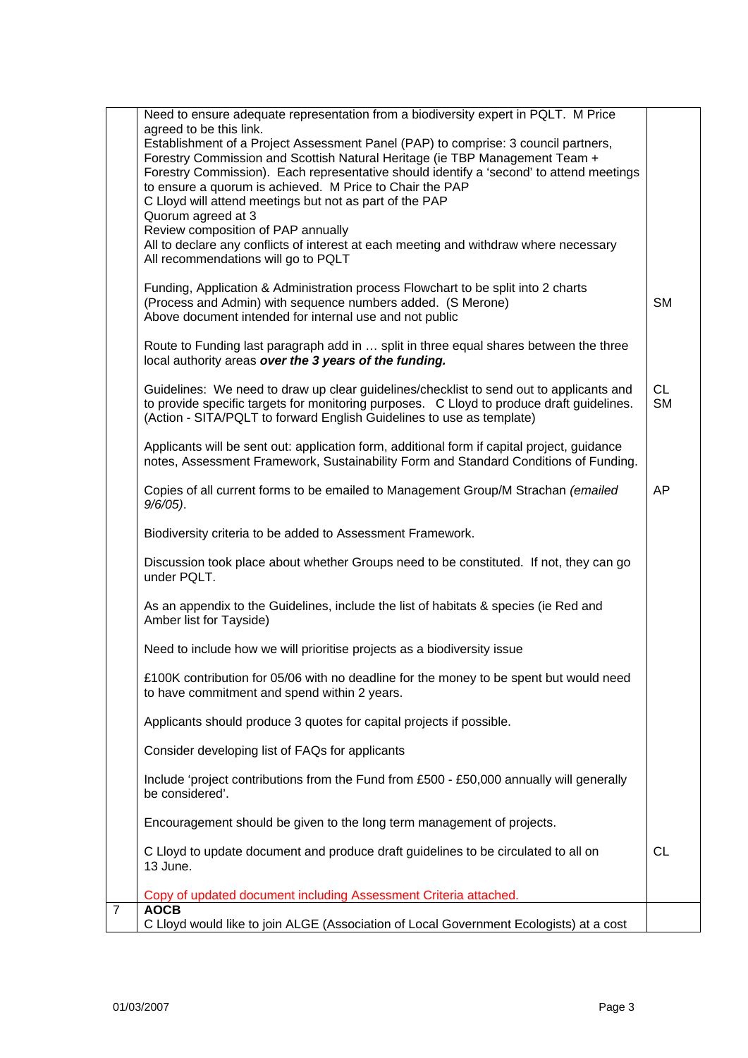| | | |
|---|---|---|
| | Need to ensure adequate representation from a biodiversity expert in PQLT. M Price agreed to be this link.<br>Establishment of a Project Assessment Panel (PAP) to comprise: 3 council partners, Forestry Commission and Scottish Natural Heritage (ie TBP Management Team + Forestry Commission). Each representative should identify a 'second' to attend meetings to ensure a quorum is achieved. M Price to Chair the PAP<br>C Lloyd will attend meetings but not as part of the PAP<br>Quorum agreed at 3<br>Review composition of PAP annually<br>All to declare any conflicts of interest at each meeting and withdraw where necessary<br>All recommendations will go to PQLT | |
| | Funding, Application & Administration process Flowchart to be split into 2 charts (Process and Admin) with sequence numbers added. (S Merone)<br>Above document intended for internal use and not public | SM |
| | Route to Funding last paragraph add in … split in three equal shares between the three local authority areas ***over the 3 years of the funding.*** | |
| | Guidelines: We need to draw up clear guidelines/checklist to send out to applicants and to provide specific targets for monitoring purposes. C Lloyd to produce draft guidelines. (Action - SITA/PQLT to forward English Guidelines to use as template) | CL<br>SM |
| | Applicants will be sent out: application form, additional form if capital project, guidance notes, Assessment Framework, Sustainability Form and Standard Conditions of Funding. | |
| | Copies of all current forms to be emailed to Management Group/M Strachan *(emailed 9/6/05)*. | AP |
| | Biodiversity criteria to be added to Assessment Framework. | |
| | Discussion took place about whether Groups need to be constituted. If not, they can go under PQLT. | |
| | As an appendix to the Guidelines, include the list of habitats & species (ie Red and Amber list for Tayside) | |
| | Need to include how we will prioritise projects as a biodiversity issue | |
| | £100K contribution for 05/06 with no deadline for the money to be spent but would need to have commitment and spend within 2 years. | |
| | Applicants should produce 3 quotes for capital projects if possible. | |
| | Consider developing list of FAQs for applicants | |
| | Include 'project contributions from the Fund from £500 - £50,000 annually will generally be considered'. | |
| | Encouragement should be given to the long term management of projects. | |
| | C Lloyd to update document and produce draft guidelines to be circulated to all on 13 June. | CL |
| | Copy of updated document including Assessment Criteria attached. | |
| 7 | **AOCB**<br>C Lloyd would like to join ALGE (Association of Local Government Ecologists) at a cost | |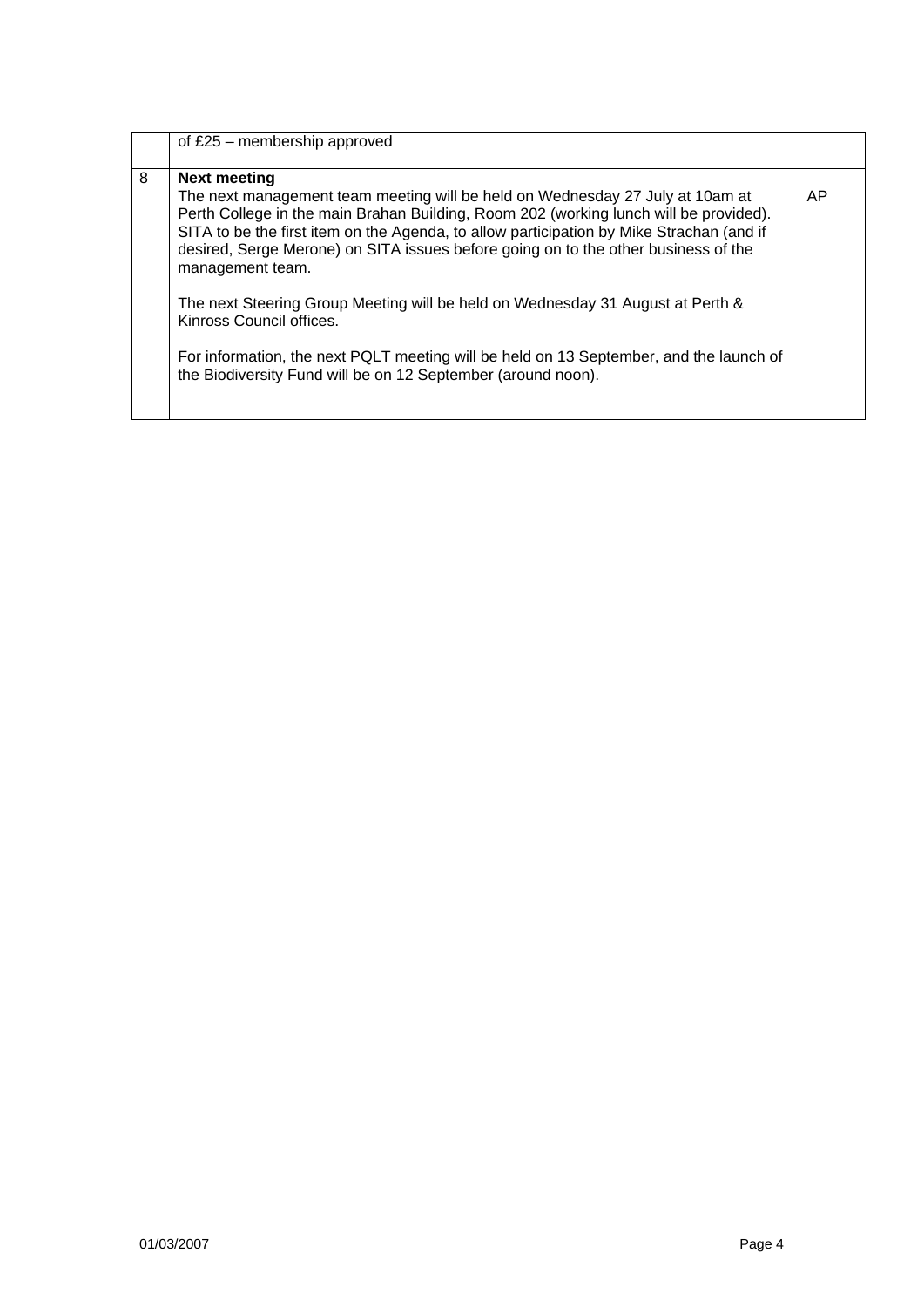|   |   |   |
|---|---|---|
|   | of £25 – membership approved |   |
| 8 | **Next meeting**<br>The next management team meeting will be held on Wednesday 27 July at 10am at Perth College in the main Brahan Building, Room 202 (working lunch will be provided). SITA to be the first item on the Agenda, to allow participation by Mike Strachan (and if desired, Serge Merone) on SITA issues before going on to the other business of the management team.<br><br>The next Steering Group Meeting will be held on Wednesday 31 August at Perth & Kinross Council offices.<br><br>For information, the next PQLT meeting will be held on 13 September, and the launch of the Biodiversity Fund will be on 12 September (around noon). | AP |

01/03/2007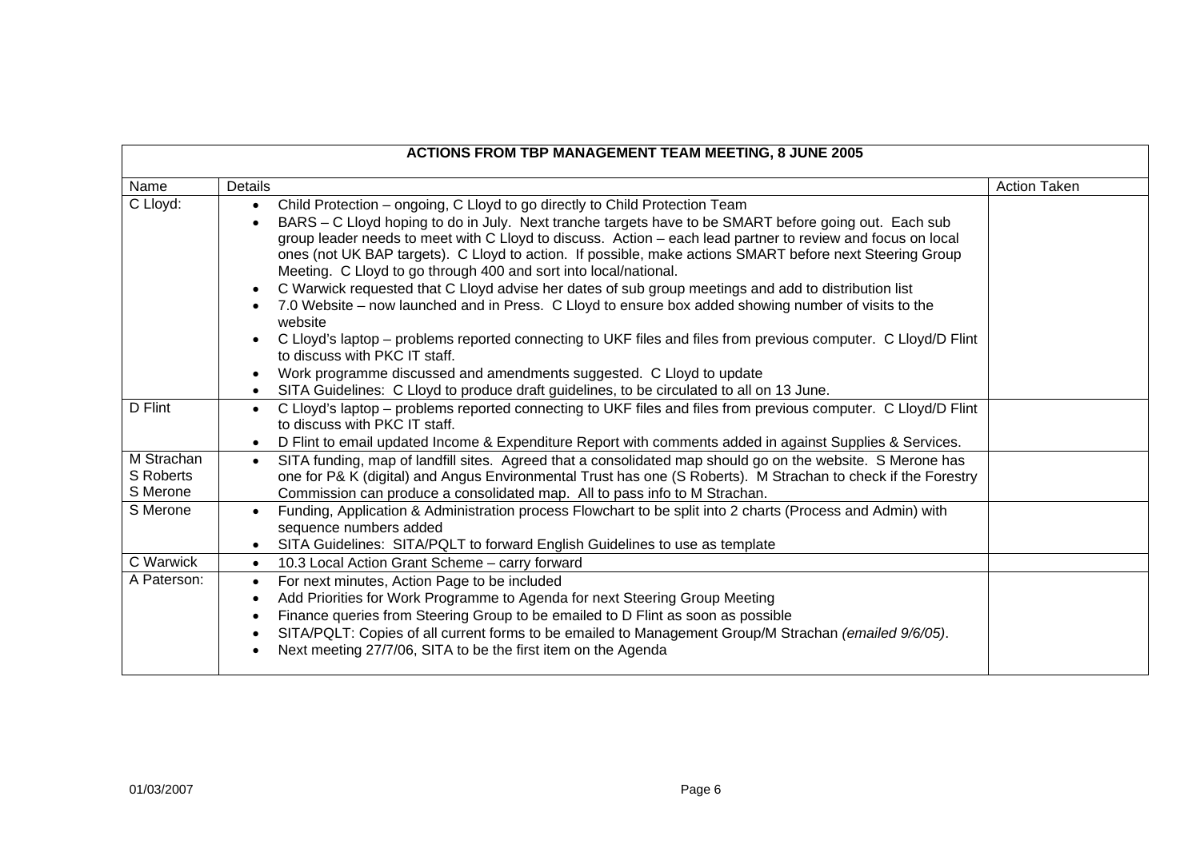| ACTIONS FROM TBP MANAGEMENT TEAM MEETING, 8 JUNE 2005 | | |
|---|---|---|
| Name | Details | Action Taken |
| C Lloyd: | • Child Protection – ongoing, C Lloyd to go directly to Child Protection Team<br>• BARS – C Lloyd hoping to do in July. Next tranche targets have to be SMART before going out. Each sub group leader needs to meet with C Lloyd to discuss. Action – each lead partner to review and focus on local ones (not UK BAP targets). C Lloyd to action. If possible, make actions SMART before next Steering Group Meeting. C Lloyd to go through 400 and sort into local/national.<br>• C Warwick requested that C Lloyd advise her dates of sub group meetings and add to distribution list<br>• 7.0 Website – now launched and in Press. C Lloyd to ensure box added showing number of visits to the website<br>• C Lloyd's laptop – problems reported connecting to UKF files and files from previous computer. C Lloyd/D Flint to discuss with PKC IT staff.<br>• Work programme discussed and amendments suggested. C Lloyd to update<br>• SITA Guidelines: C Lloyd to produce draft guidelines, to be circulated to all on 13 June. | |
| D Flint | • C Lloyd's laptop – problems reported connecting to UKF files and files from previous computer. C Lloyd/D Flint to discuss with PKC IT staff.<br>• D Flint to email updated Income & Expenditure Report with comments added in against Supplies & Services. | |
| M Strachan<br>S Roberts<br>S Merone | • SITA funding, map of landfill sites. Agreed that a consolidated map should go on the website. S Merone has one for P& K (digital) and Angus Environmental Trust has one (S Roberts). M Strachan to check if the Forestry Commission can produce a consolidated map. All to pass info to M Strachan. | |
| S Merone | • Funding, Application & Administration process Flowchart to be split into 2 charts (Process and Admin) with sequence numbers added<br>• SITA Guidelines: SITA/PQLT to forward English Guidelines to use as template | |
| C Warwick | • 10.3 Local Action Grant Scheme – carry forward | |
| A Paterson: | • For next minutes, Action Page to be included<br>• Add Priorities for Work Programme to Agenda for next Steering Group Meeting<br>• Finance queries from Steering Group to be emailed to D Flint as soon as possible<br>• SITA/PQLT: Copies of all current forms to be emailed to Management Group/M Strachan *(emailed 9/6/05)*.<br>• Next meeting 27/7/06, SITA to be the first item on the Agenda | |